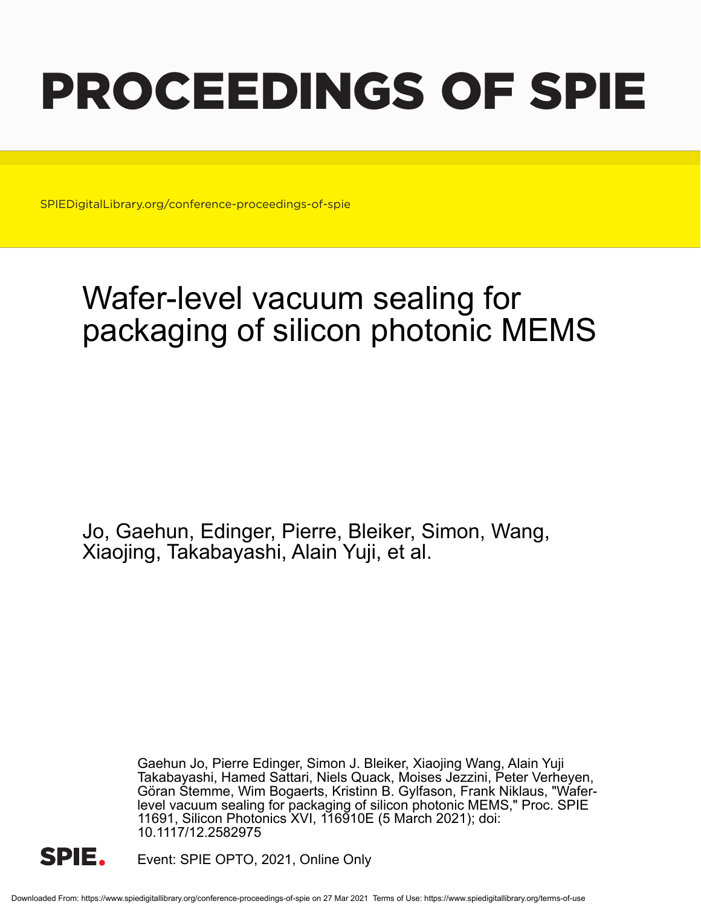# PROCEEDINGS OF SPIE

SPIEDigitalLibrary.org/conference-proceedings-of-spie

## Wafer-level vacuum sealing for packaging of silicon photonic MEMS

Jo, Gaehun, Edinger, Pierre, Bleiker, Simon, Wang, Xiaojing, Takabayashi, Alain Yuji, et al.

Gaehun Jo, Pierre Edinger, Simon J. Bleiker, Xiaojing Wang, Alain Yuji Takabayashi, Hamed Sattari, Niels Quack, Moises Jezzini, Peter Verheyen, Göran Stemme, Wim Bogaerts, Kristinn B. Gylfason, Frank Niklaus, "Wafer-level vacuum sealing for packaging of silicon photonic MEMS," Proc. SPIE 11691, Silicon Photonics XVI, 116910E (5 March 2021); doi: 10.1117/12.2582975

SPIE.

Event: SPIE OPTO, 2021, Online Only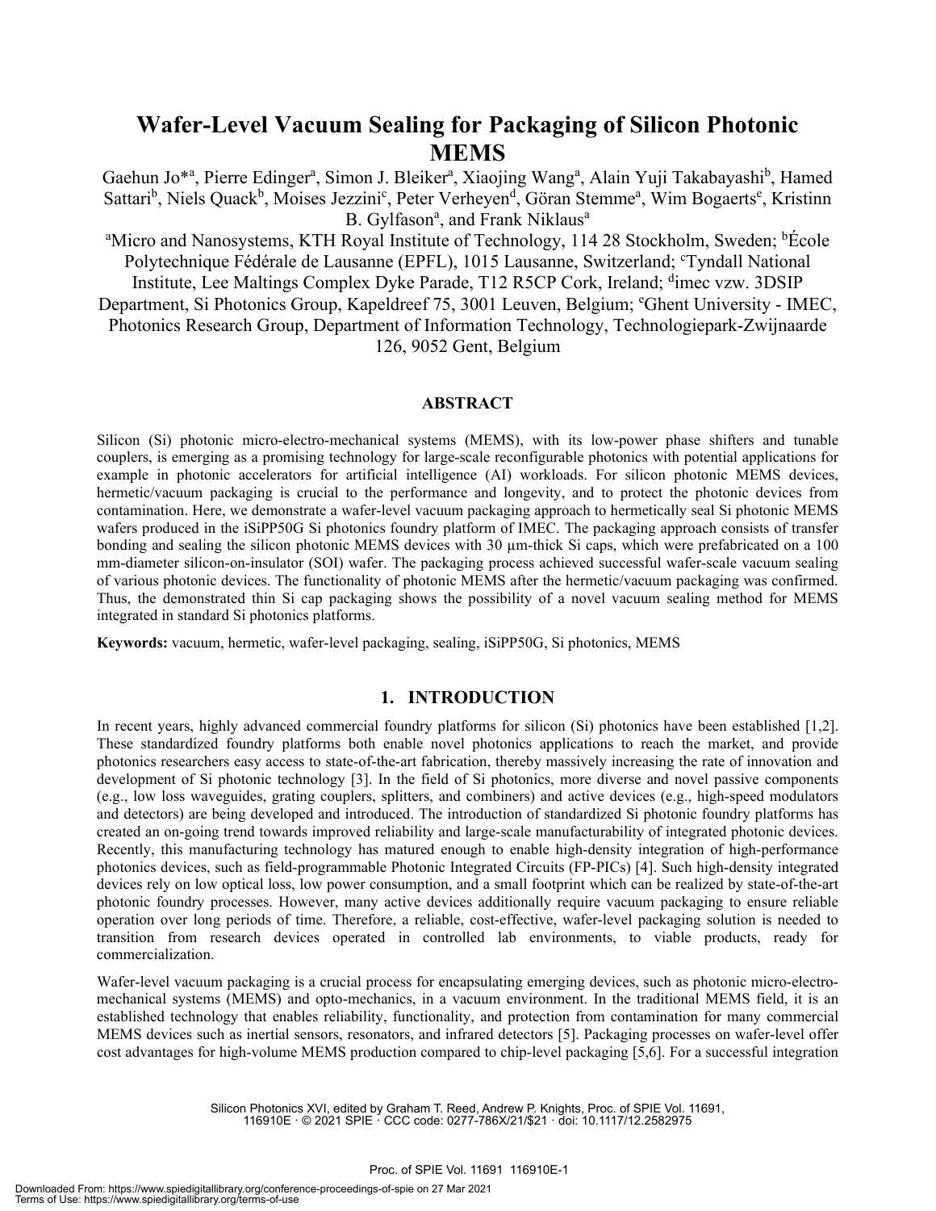# Wafer-Level Vacuum Sealing for Packaging of Silicon Photonic MEMS

Gaehun Jo*[a], Pierre Edinger[a], Simon J. Bleiker[a], Xiaojing Wang[a], Alain Yuji Takabayashi[b], Hamed Sattari[b], Niels Quack[b], Moises Jezzini[c], Peter Verheyen[d], Göran Stemme[a], Wim Bogaerts[e], Kristinn B. Gylfason[a], and Frank Niklaus[a]

[a]Micro and Nanosystems, KTH Royal Institute of Technology, 114 28 Stockholm, Sweden; [b]École Polytechnique Fédérale de Lausanne (EPFL), 1015 Lausanne, Switzerland; [c]Tyndall National Institute, Lee Maltings Complex Dyke Parade, T12 R5CP Cork, Ireland; [d]imec vzw. 3DSIP Department, Si Photonics Group, Kapeldreef 75, 3001 Leuven, Belgium; [e]Ghent University - IMEC, Photonics Research Group, Department of Information Technology, Technologiepark-Zwijnaarde 126, 9052 Gent, Belgium

## ABSTRACT

Silicon (Si) photonic micro-electro-mechanical systems (MEMS), with its low-power phase shifters and tunable couplers, is emerging as a promising technology for large-scale reconfigurable photonics with potential applications for example in photonic accelerators for artificial intelligence (AI) workloads. For silicon photonic MEMS devices, hermetic/vacuum packaging is crucial to the performance and longevity, and to protect the photonic devices from contamination. Here, we demonstrate a wafer-level vacuum packaging approach to hermetically seal Si photonic MEMS wafers produced in the iSiPP50G Si photonics foundry platform of IMEC. The packaging approach consists of transfer bonding and sealing the silicon photonic MEMS devices with 30 µm-thick Si caps, which were prefabricated on a 100 mm-diameter silicon-on-insulator (SOI) wafer. The packaging process achieved successful wafer-scale vacuum sealing of various photonic devices. The functionality of photonic MEMS after the hermetic/vacuum packaging was confirmed. Thus, the demonstrated thin Si cap packaging shows the possibility of a novel vacuum sealing method for MEMS integrated in standard Si photonics platforms.

**Keywords:** vacuum, hermetic, wafer-level packaging, sealing, iSiPP50G, Si photonics, MEMS

## 1. INTRODUCTION

In recent years, highly advanced commercial foundry platforms for silicon (Si) photonics have been established [1,2]. These standardized foundry platforms both enable novel photonics applications to reach the market, and provide photonics researchers easy access to state-of-the-art fabrication, thereby massively increasing the rate of innovation and development of Si photonic technology [3]. In the field of Si photonics, more diverse and novel passive components (e.g., low loss waveguides, grating couplers, splitters, and combiners) and active devices (e.g., high-speed modulators and detectors) are being developed and introduced. The introduction of standardized Si photonic foundry platforms has created an on-going trend towards improved reliability and large-scale manufacturability of integrated photonic devices. Recently, this manufacturing technology has matured enough to enable high-density integration of high-performance photonics devices, such as field-programmable Photonic Integrated Circuits (FP-PICs) [4]. Such high-density integrated devices rely on low optical loss, low power consumption, and a small footprint which can be realized by state-of-the-art photonic foundry processes. However, many active devices additionally require vacuum packaging to ensure reliable operation over long periods of time. Therefore, a reliable, cost-effective, wafer-level packaging solution is needed to transition from research devices operated in controlled lab environments, to viable products, ready for commercialization.

Wafer-level vacuum packaging is a crucial process for encapsulating emerging devices, such as photonic micro-electro-mechanical systems (MEMS) and opto-mechanics, in a vacuum environment. In the traditional MEMS field, it is an established technology that enables reliability, functionality, and protection from contamination for many commercial MEMS devices such as inertial sensors, resonators, and infrared detectors [5]. Packaging processes on wafer-level offer cost advantages for high-volume MEMS production compared to chip-level packaging [5,6]. For a successful integration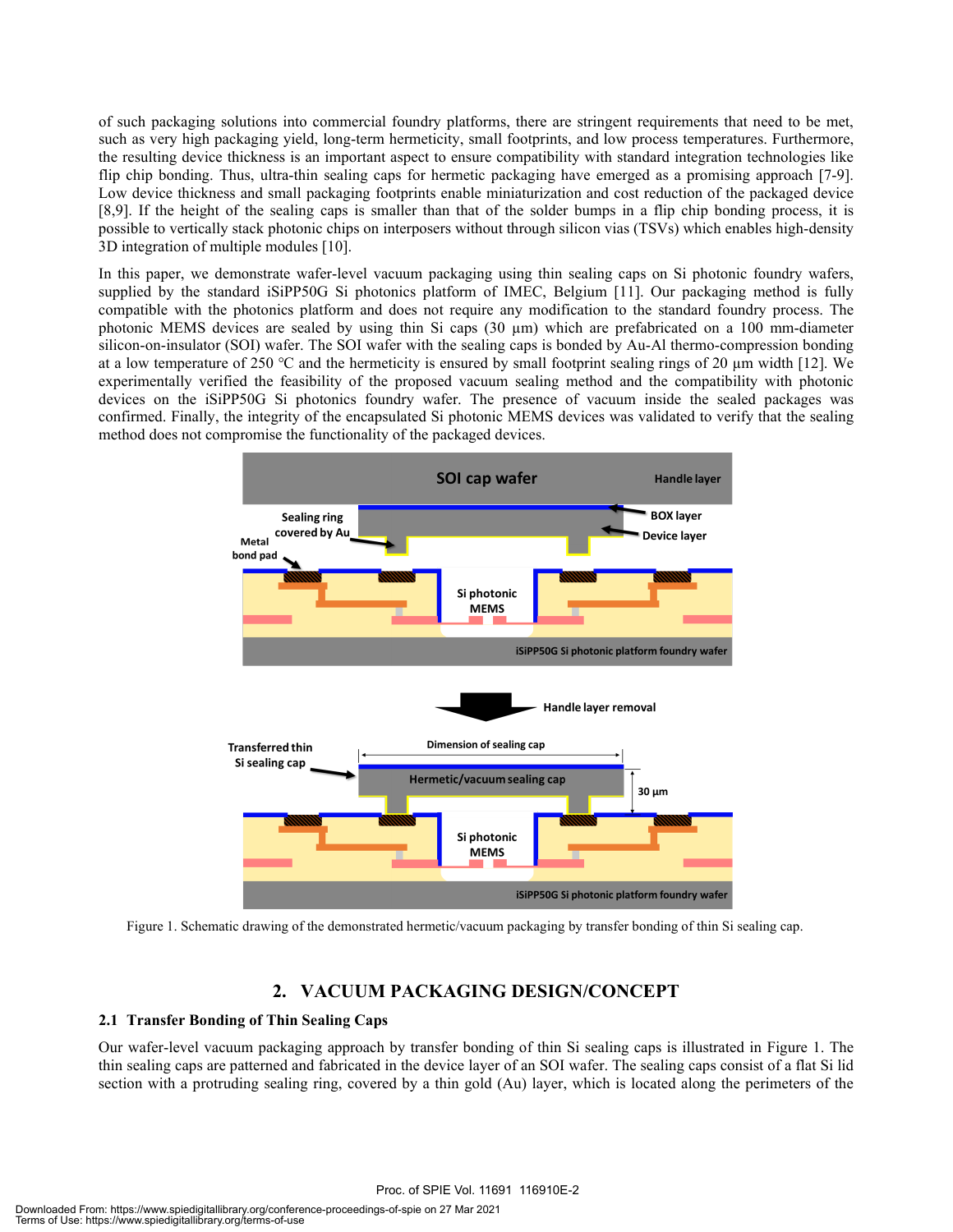of such packaging solutions into commercial foundry platforms, there are stringent requirements that need to be met, such as very high packaging yield, long-term hermeticity, small footprints, and low process temperatures. Furthermore, the resulting device thickness is an important aspect to ensure compatibility with standard integration technologies like flip chip bonding. Thus, ultra-thin sealing caps for hermetic packaging have emerged as a promising approach [7-9]. Low device thickness and small packaging footprints enable miniaturization and cost reduction of the packaged device [8,9]. If the height of the sealing caps is smaller than that of the solder bumps in a flip chip bonding process, it is possible to vertically stack photonic chips on interposers without through silicon vias (TSVs) which enables high-density 3D integration of multiple modules [10].

In this paper, we demonstrate wafer-level vacuum packaging using thin sealing caps on Si photonic foundry wafers, supplied by the standard iSiPP50G Si photonics platform of IMEC, Belgium [11]. Our packaging method is fully compatible with the photonics platform and does not require any modification to the standard foundry process. The photonic MEMS devices are sealed by using thin Si caps (30 µm) which are prefabricated on a 100 mm-diameter silicon-on-insulator (SOI) wafer. The SOI wafer with the sealing caps is bonded by Au-Al thermo-compression bonding at a low temperature of 250 °C and the hermeticity is ensured by small footprint sealing rings of 20 µm width [12]. We experimentally verified the feasibility of the proposed vacuum sealing method and the compatibility with photonic devices on the iSiPP50G Si photonics foundry wafer. The presence of vacuum inside the sealed packages was confirmed. Finally, the integrity of the encapsulated Si photonic MEMS devices was validated to verify that the sealing method does not compromise the functionality of the packaged devices.

Figure 1. Schematic drawing of the demonstrated hermetic/vacuum packaging by transfer bonding of thin Si sealing cap.

## 2. VACUUM PACKAGING DESIGN/CONCEPT

### 2.1 Transfer Bonding of Thin Sealing Caps

Our wafer-level vacuum packaging approach by transfer bonding of thin Si sealing caps is illustrated in Figure 1. The thin sealing caps are patterned and fabricated in the device layer of an SOI wafer. The sealing caps consist of a flat Si lid section with a protruding sealing ring, covered by a thin gold (Au) layer, which is located along the perimeters of the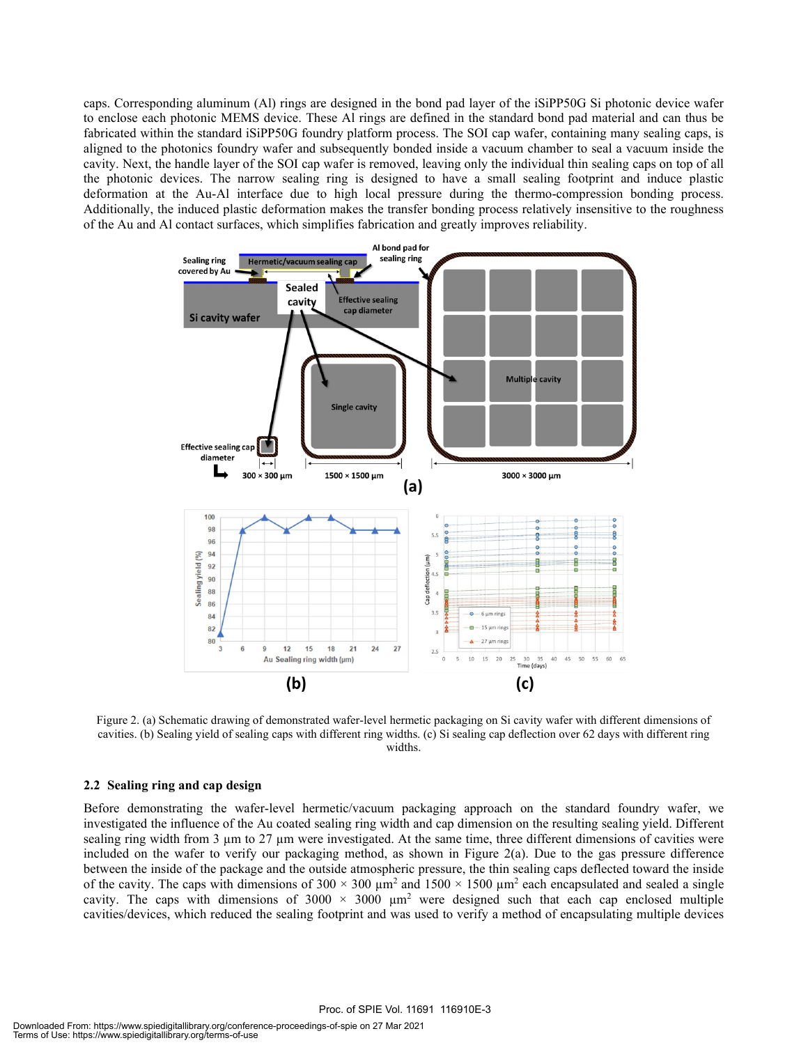caps. Corresponding aluminum (Al) rings are designed in the bond pad layer of the iSiPP50G Si photonic device wafer to enclose each photonic MEMS device. These Al rings are defined in the standard bond pad material and can thus be fabricated within the standard iSiPP50G foundry platform process. The SOI cap wafer, containing many sealing caps, is aligned to the photonics foundry wafer and subsequently bonded inside a vacuum chamber to seal a vacuum inside the cavity. Next, the handle layer of the SOI cap wafer is removed, leaving only the individual thin sealing caps on top of all the photonic devices. The narrow sealing ring is designed to have a small sealing footprint and induce plastic deformation at the Au-Al interface due to high local pressure during the thermo-compression bonding process. Additionally, the induced plastic deformation makes the transfer bonding process relatively insensitive to the roughness of the Au and Al contact surfaces, which simplifies fabrication and greatly improves reliability.

Figure 2. (a) Schematic drawing of demonstrated wafer-level hermetic packaging on Si cavity wafer with different dimensions of cavities. (b) Sealing yield of sealing caps with different ring widths. (c) Si sealing cap deflection over 62 days with different ring widths.

## 2.2 Sealing ring and cap design

Before demonstrating the wafer-level hermetic/vacuum packaging approach on the standard foundry wafer, we investigated the influence of the Au coated sealing ring width and cap dimension on the resulting sealing yield. Different sealing ring width from 3 µm to 27 µm were investigated. At the same time, three different dimensions of cavities were included on the wafer to verify our packaging method, as shown in Figure 2(a). Due to the gas pressure difference between the inside of the package and the outside atmospheric pressure, the thin sealing caps deflected toward the inside of the cavity. The caps with dimensions of 300 × 300 µm$^2$ and 1500 × 1500 µm$^2$ each encapsulated and sealed a single cavity. The caps with dimensions of 3000 × 3000 µm$^2$ were designed such that each cap enclosed multiple cavities/devices, which reduced the sealing footprint and was used to verify a method of encapsulating multiple devices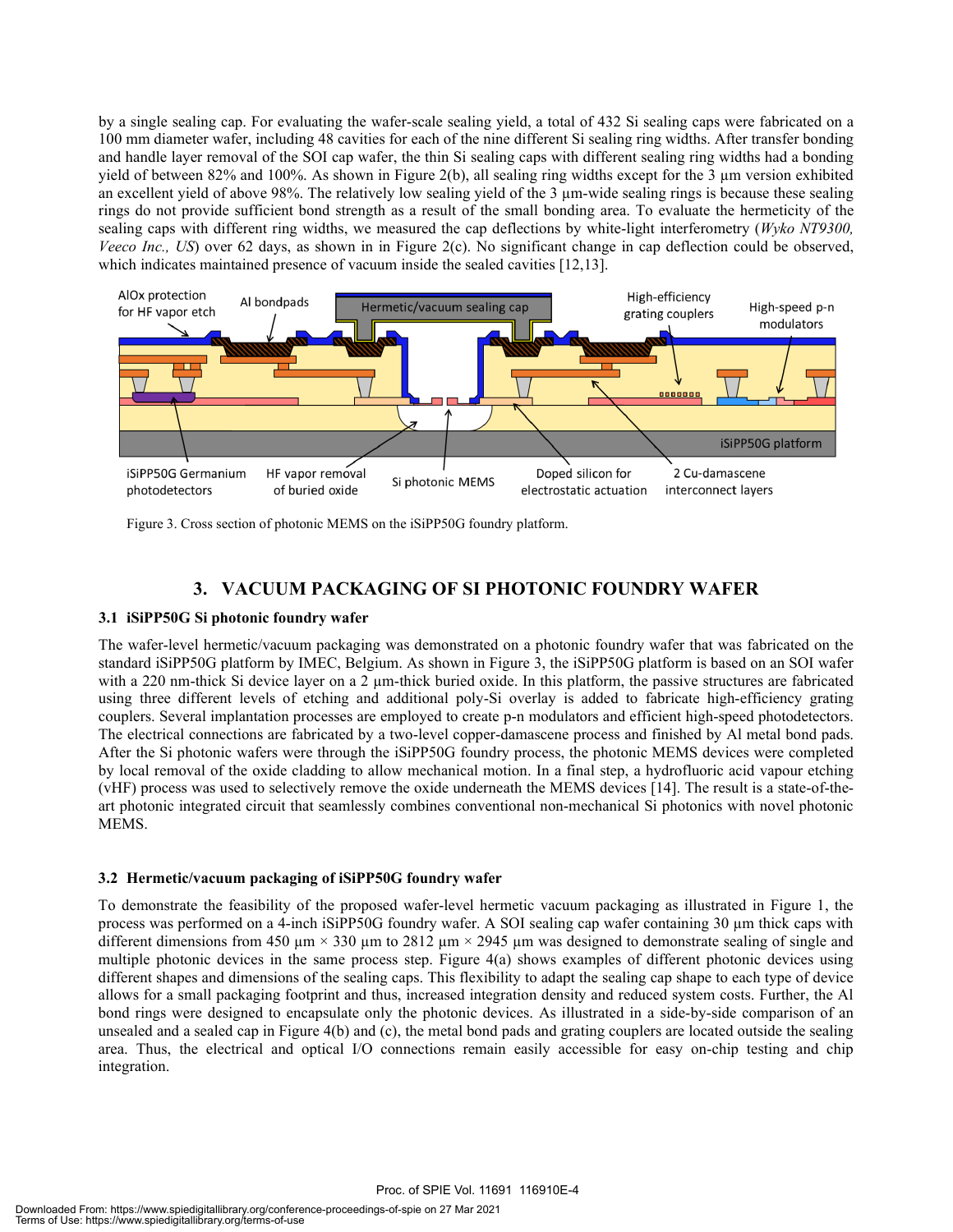by a single sealing cap. For evaluating the wafer-scale sealing yield, a total of 432 Si sealing caps were fabricated on a 100 mm diameter wafer, including 48 cavities for each of the nine different Si sealing ring widths. After transfer bonding and handle layer removal of the SOI cap wafer, the thin Si sealing caps with different sealing ring widths had a bonding yield of between 82% and 100%. As shown in Figure 2(b), all sealing ring widths except for the 3 µm version exhibited an excellent yield of above 98%. The relatively low sealing yield of the 3 µm-wide sealing rings is because these sealing rings do not provide sufficient bond strength as a result of the small bonding area. To evaluate the hermeticity of the sealing caps with different ring widths, we measured the cap deflections by white-light interferometry (*Wyko NT9300, Veeco Inc., US*) over 62 days, as shown in in Figure 2(c). No significant change in cap deflection could be observed, which indicates maintained presence of vacuum inside the sealed cavities [12,13].

Figure 3. Cross section of photonic MEMS on the iSiPP50G foundry platform.

## 3. VACUUM PACKAGING OF SI PHOTONIC FOUNDRY WAFER

### 3.1 iSiPP50G Si photonic foundry wafer

The wafer-level hermetic/vacuum packaging was demonstrated on a photonic foundry wafer that was fabricated on the standard iSiPP50G platform by IMEC, Belgium. As shown in Figure 3, the iSiPP50G platform is based on an SOI wafer with a 220 nm-thick Si device layer on a 2 µm-thick buried oxide. In this platform, the passive structures are fabricated using three different levels of etching and additional poly-Si overlay is added to fabricate high-efficiency grating couplers. Several implantation processes are employed to create p-n modulators and efficient high-speed photodetectors. The electrical connections are fabricated by a two-level copper-damascene process and finished by Al metal bond pads. After the Si photonic wafers were through the iSiPP50G foundry process, the photonic MEMS devices were completed by local removal of the oxide cladding to allow mechanical motion. In a final step, a hydrofluoric acid vapour etching (vHF) process was used to selectively remove the oxide underneath the MEMS devices [14]. The result is a state-of-the-art photonic integrated circuit that seamlessly combines conventional non-mechanical Si photonics with novel photonic MEMS.

### 3.2 Hermetic/vacuum packaging of iSiPP50G foundry wafer

To demonstrate the feasibility of the proposed wafer-level hermetic vacuum packaging as illustrated in Figure 1, the process was performed on a 4-inch iSiPP50G foundry wafer. A SOI sealing cap wafer containing 30 µm thick caps with different dimensions from 450 µm × 330 µm to 2812 µm × 2945 µm was designed to demonstrate sealing of single and multiple photonic devices in the same process step. Figure 4(a) shows examples of different photonic devices using different shapes and dimensions of the sealing caps. This flexibility to adapt the sealing cap shape to each type of device allows for a small packaging footprint and thus, increased integration density and reduced system costs. Further, the Al bond rings were designed to encapsulate only the photonic devices. As illustrated in a side-by-side comparison of an unsealed and a sealed cap in Figure 4(b) and (c), the metal bond pads and grating couplers are located outside the sealing area. Thus, the electrical and optical I/O connections remain easily accessible for easy on-chip testing and chip integration.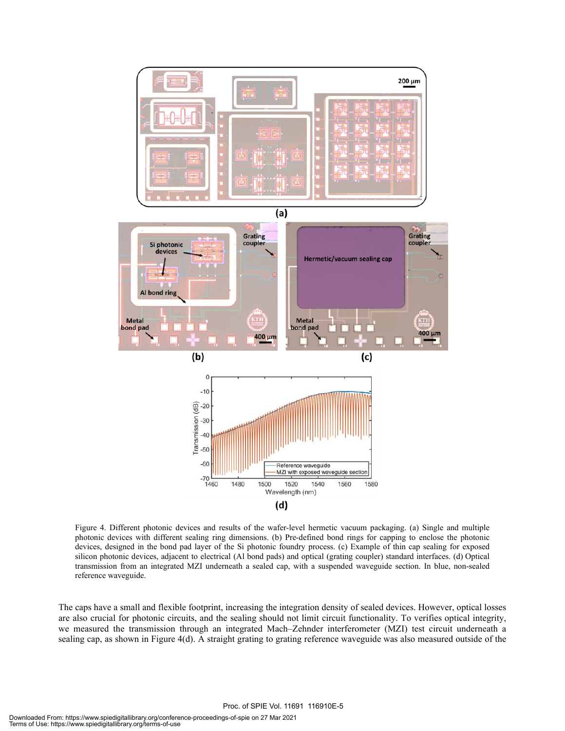Figure 4. Different photonic devices and results of the wafer-level hermetic vacuum packaging. (a) Single and multiple photonic devices with different sealing ring dimensions. (b) Pre-defined bond rings for capping to enclose the photonic devices, designed in the bond pad layer of the Si photonic foundry process. (c) Example of thin cap sealing for exposed silicon photonic devices, adjacent to electrical (Al bond pads) and optical (grating coupler) standard interfaces. (d) Optical transmission from an integrated MZI underneath a sealed cap, with a suspended waveguide section. In blue, non-sealed reference waveguide.

The caps have a small and flexible footprint, increasing the integration density of sealed devices. However, optical losses are also crucial for photonic circuits, and the sealing should not limit circuit functionality. To verifies optical integrity, we measured the transmission through an integrated Mach–Zehnder interferometer (MZI) test circuit underneath a sealing cap, as shown in Figure 4(d). A straight grating to grating reference waveguide was also measured outside of the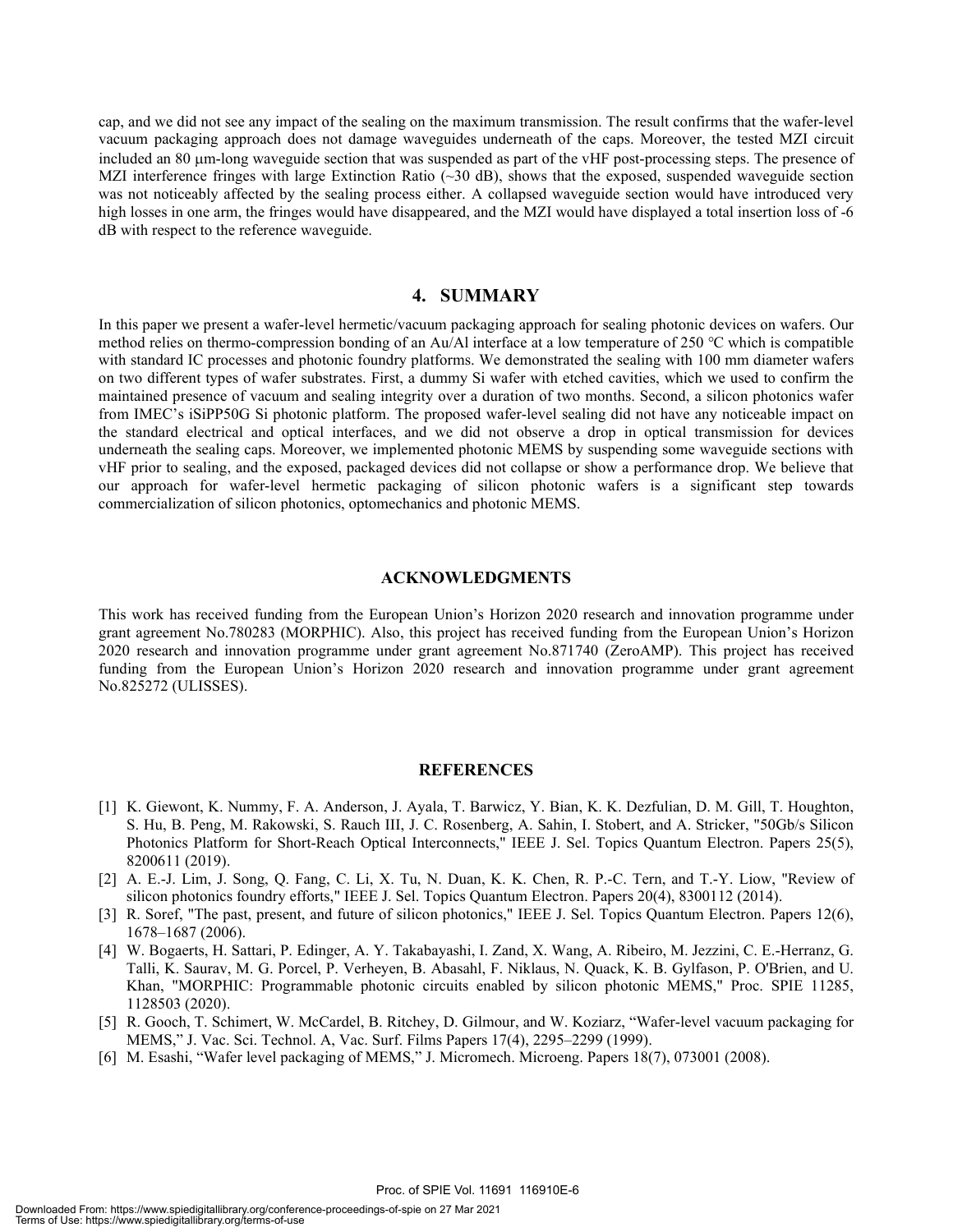cap, and we did not see any impact of the sealing on the maximum transmission. The result confirms that the wafer-level vacuum packaging approach does not damage waveguides underneath of the caps. Moreover, the tested MZI circuit included an 80 μm-long waveguide section that was suspended as part of the vHF post-processing steps. The presence of MZI interference fringes with large Extinction Ratio (~30 dB), shows that the exposed, suspended waveguide section was not noticeably affected by the sealing process either. A collapsed waveguide section would have introduced very high losses in one arm, the fringes would have disappeared, and the MZI would have displayed a total insertion loss of -6 dB with respect to the reference waveguide.

## 4. SUMMARY

In this paper we present a wafer-level hermetic/vacuum packaging approach for sealing photonic devices on wafers. Our method relies on thermo-compression bonding of an Au/Al interface at a low temperature of 250 °C which is compatible with standard IC processes and photonic foundry platforms. We demonstrated the sealing with 100 mm diameter wafers on two different types of wafer substrates. First, a dummy Si wafer with etched cavities, which we used to confirm the maintained presence of vacuum and sealing integrity over a duration of two months. Second, a silicon photonics wafer from IMEC's iSiPP50G Si photonic platform. The proposed wafer-level sealing did not have any noticeable impact on the standard electrical and optical interfaces, and we did not observe a drop in optical transmission for devices underneath the sealing caps. Moreover, we implemented photonic MEMS by suspending some waveguide sections with vHF prior to sealing, and the exposed, packaged devices did not collapse or show a performance drop. We believe that our approach for wafer-level hermetic packaging of silicon photonic wafers is a significant step towards commercialization of silicon photonics, optomechanics and photonic MEMS.

## ACKNOWLEDGMENTS

This work has received funding from the European Union's Horizon 2020 research and innovation programme under grant agreement No.780283 (MORPHIC). Also, this project has received funding from the European Union's Horizon 2020 research and innovation programme under grant agreement No.871740 (ZeroAMP). This project has received funding from the European Union's Horizon 2020 research and innovation programme under grant agreement No.825272 (ULISSES).

## REFERENCES

[1] K. Giewont, K. Nummy, F. A. Anderson, J. Ayala, T. Barwicz, Y. Bian, K. K. Dezfulian, D. M. Gill, T. Houghton, S. Hu, B. Peng, M. Rakowski, S. Rauch III, J. C. Rosenberg, A. Sahin, I. Stobert, and A. Stricker, "50Gb/s Silicon Photonics Platform for Short-Reach Optical Interconnects," IEEE J. Sel. Topics Quantum Electron. Papers 25(5), 8200611 (2019).

[2] A. E.-J. Lim, J. Song, Q. Fang, C. Li, X. Tu, N. Duan, K. K. Chen, R. P.-C. Tern, and T.-Y. Liow, "Review of silicon photonics foundry efforts," IEEE J. Sel. Topics Quantum Electron. Papers 20(4), 8300112 (2014).

[3] R. Soref, "The past, present, and future of silicon photonics," IEEE J. Sel. Topics Quantum Electron. Papers 12(6), 1678–1687 (2006).

[4] W. Bogaerts, H. Sattari, P. Edinger, A. Y. Takabayashi, I. Zand, X. Wang, A. Ribeiro, M. Jezzini, C. E.-Herranz, G. Talli, K. Saurav, M. G. Porcel, P. Verheyen, B. Abasahl, F. Niklaus, N. Quack, K. B. Gylfason, P. O'Brien, and U. Khan, "MORPHIC: Programmable photonic circuits enabled by silicon photonic MEMS," Proc. SPIE 11285, 1128503 (2020).

[5] R. Gooch, T. Schimert, W. McCardel, B. Ritchey, D. Gilmour, and W. Koziarz, "Wafer-level vacuum packaging for MEMS," J. Vac. Sci. Technol. A, Vac. Surf. Films Papers 17(4), 2295–2299 (1999).

[6] M. Esashi, "Wafer level packaging of MEMS," J. Micromech. Microeng. Papers 18(7), 073001 (2008).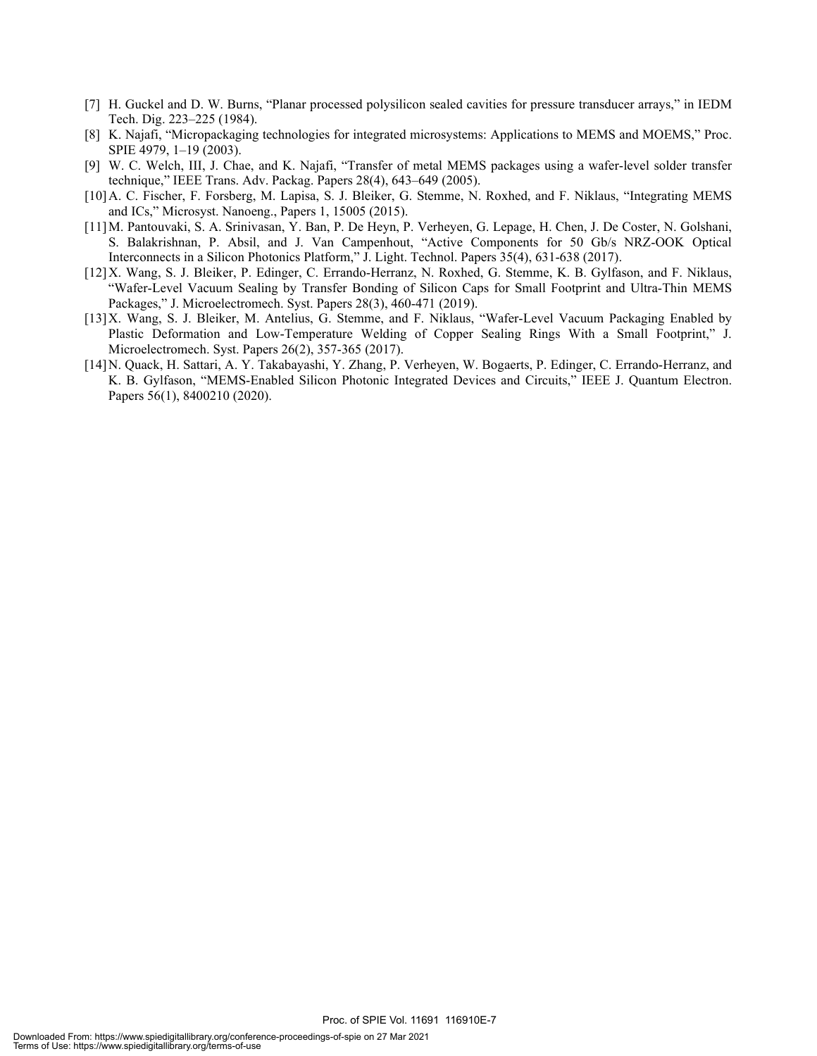[7] H. Guckel and D. W. Burns, "Planar processed polysilicon sealed cavities for pressure transducer arrays," in IEDM Tech. Dig. 223–225 (1984).

[8] K. Najafi, "Micropackaging technologies for integrated microsystems: Applications to MEMS and MOEMS," Proc. SPIE 4979, 1–19 (2003).

[9] W. C. Welch, III, J. Chae, and K. Najafi, "Transfer of metal MEMS packages using a wafer-level solder transfer technique," IEEE Trans. Adv. Packag. Papers 28(4), 643–649 (2005).

[10] A. C. Fischer, F. Forsberg, M. Lapisa, S. J. Bleiker, G. Stemme, N. Roxhed, and F. Niklaus, "Integrating MEMS and ICs," Microsyst. Nanoeng., Papers 1, 15005 (2015).

[11] M. Pantouvaki, S. A. Srinivasan, Y. Ban, P. De Heyn, P. Verheyen, G. Lepage, H. Chen, J. De Coster, N. Golshani, S. Balakrishnan, P. Absil, and J. Van Campenhout, "Active Components for 50 Gb/s NRZ-OOK Optical Interconnects in a Silicon Photonics Platform," J. Light. Technol. Papers 35(4), 631-638 (2017).

[12] X. Wang, S. J. Bleiker, P. Edinger, C. Errando-Herranz, N. Roxhed, G. Stemme, K. B. Gylfason, and F. Niklaus, "Wafer-Level Vacuum Sealing by Transfer Bonding of Silicon Caps for Small Footprint and Ultra-Thin MEMS Packages," J. Microelectromech. Syst. Papers 28(3), 460-471 (2019).

[13] X. Wang, S. J. Bleiker, M. Antelius, G. Stemme, and F. Niklaus, "Wafer-Level Vacuum Packaging Enabled by Plastic Deformation and Low-Temperature Welding of Copper Sealing Rings With a Small Footprint," J. Microelectromech. Syst. Papers 26(2), 357-365 (2017).

[14] N. Quack, H. Sattari, A. Y. Takabayashi, Y. Zhang, P. Verheyen, W. Bogaerts, P. Edinger, C. Errando-Herranz, and K. B. Gylfason, "MEMS-Enabled Silicon Photonic Integrated Devices and Circuits," IEEE J. Quantum Electron. Papers 56(1), 8400210 (2020).